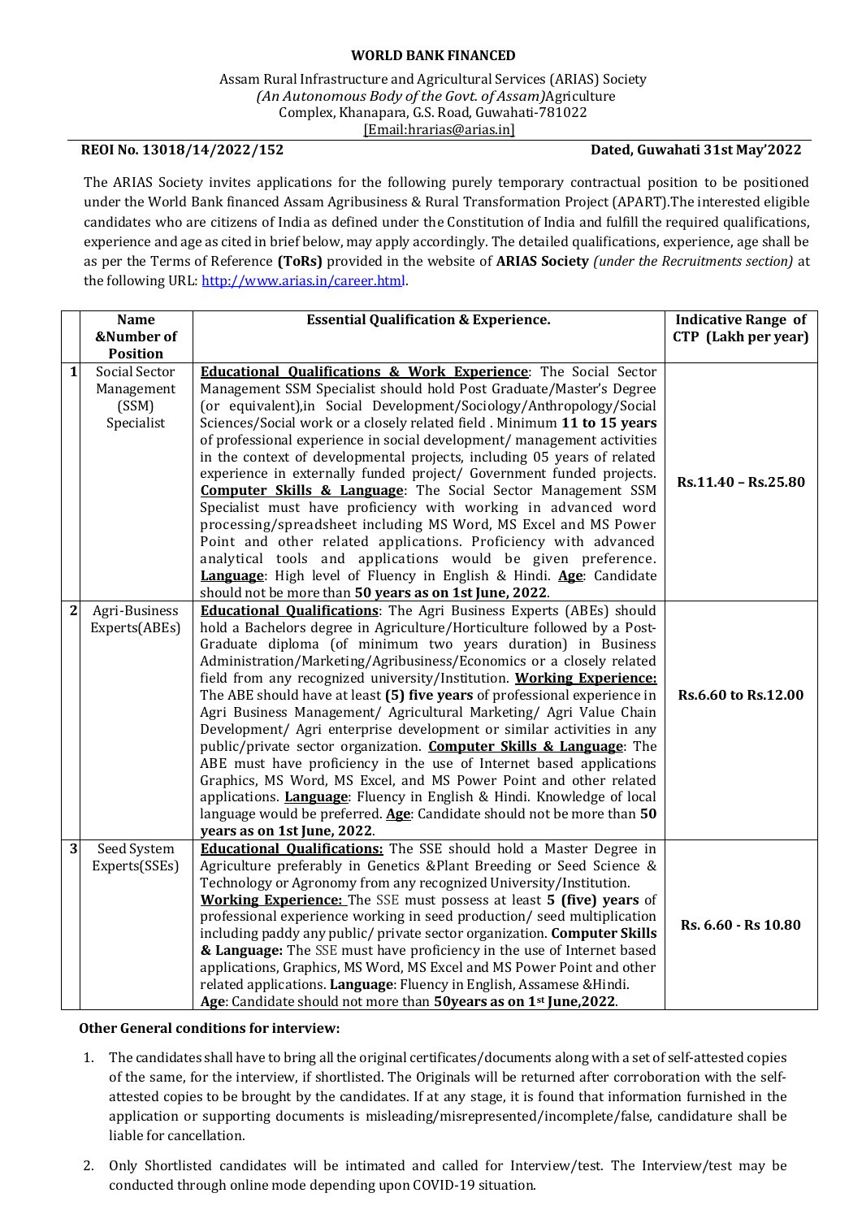**WORLD BANK FINANCED**

Assam Rural Infrastructure and Agricultural Services (ARIAS) Society
*(An Autonomous Body of the Govt. of Assam)*Agriculture
Complex, Khanapara, G.S. Road, Guwahati-781022
[Email:hrarias@arias.in]

**REOI No. 13018/14/2022/152** **Dated, Guwahati 31st May'2022**

The ARIAS Society invites applications for the following purely temporary contractual position to be positioned under the World Bank financed Assam Agribusiness & Rural Transformation Project (APART).The interested eligible candidates who are citizens of India as defined under the Constitution of India and fulfill the required qualifications, experience and age as cited in brief below, may apply accordingly. The detailed qualifications, experience, age shall be as per the Terms of Reference **(ToRs)** provided in the website of **ARIAS Society** *(under the Recruitments section)* at the following URL: http://www.arias.in/career.html.

| | Name &Number of Position | Essential Qualification & Experience. | Indicative Range of CTP (Lakh per year) |
|---|---|---|---|
| 1 | Social Sector Management (SSM) Specialist | **Educational Qualifications & Work Experience**: The Social Sector Management SSM Specialist should hold Post Graduate/Master's Degree (or equivalent),in Social Development/Sociology/Anthropology/Social Sciences/Social work or a closely related field . Minimum **11 to 15 years** of professional experience in social development/ management activities in the context of developmental projects, including 05 years of related experience in externally funded project/ Government funded projects. **Computer Skills & Language**: The Social Sector Management SSM Specialist must have proficiency with working in advanced word processing/spreadsheet including MS Word, MS Excel and MS Power Point and other related applications. Proficiency with advanced analytical tools and applications would be given preference. **Language**: High level of Fluency in English & Hindi. **Age**: Candidate should not be more than **50 years as on 1st June, 2022**. | **Rs.11.40 – Rs.25.80** |
| 2 | Agri-Business Experts(ABEs) | **Educational Qualifications**: The Agri Business Experts (ABEs) should hold a Bachelors degree in Agriculture/Horticulture followed by a Post-Graduate diploma (of minimum two years duration) in Business Administration/Marketing/Agribusiness/Economics or a closely related field from any recognized university/Institution. **Working Experience:** The ABE should have at least **(5) five years** of professional experience in Agri Business Management/ Agricultural Marketing/ Agri Value Chain Development/ Agri enterprise development or similar activities in any public/private sector organization. **Computer Skills & Language**: The ABE must have proficiency in the use of Internet based applications Graphics, MS Word, MS Excel, and MS Power Point and other related applications. **Language**: Fluency in English & Hindi. Knowledge of local language would be preferred. **Age**: Candidate should not be more than **50 years as on 1st June, 2022**. | **Rs.6.60 to Rs.12.00** |
| 3 | Seed System Experts(SSEs) | **Educational Qualifications:** The SSE should hold a Master Degree in Agriculture preferably in Genetics &Plant Breeding or Seed Science & Technology or Agronomy from any recognized University/Institution. **Working Experience:** The SSE must possess at least **5 (five) years** of professional experience working in seed production/ seed multiplication including paddy any public/ private sector organization. **Computer Skills & Language:** The SSE must have proficiency in the use of Internet based applications, Graphics, MS Word, MS Excel and MS Power Point and other related applications. **Language**: Fluency in English, Assamese &Hindi. **Age**: Candidate should not more than **50years as on 1st June,2022**. | **Rs. 6.60 - Rs 10.80** |

**Other General conditions for interview:**

1. The candidates shall have to bring all the original certificates/documents along with a set of self-attested copies of the same, for the interview, if shortlisted. The Originals will be returned after corroboration with the self-attested copies to be brought by the candidates. If at any stage, it is found that information furnished in the application or supporting documents is misleading/misrepresented/incomplete/false, candidature shall be liable for cancellation.
2. Only Shortlisted candidates will be intimated and called for Interview/test. The Interview/test may be conducted through online mode depending upon COVID-19 situation.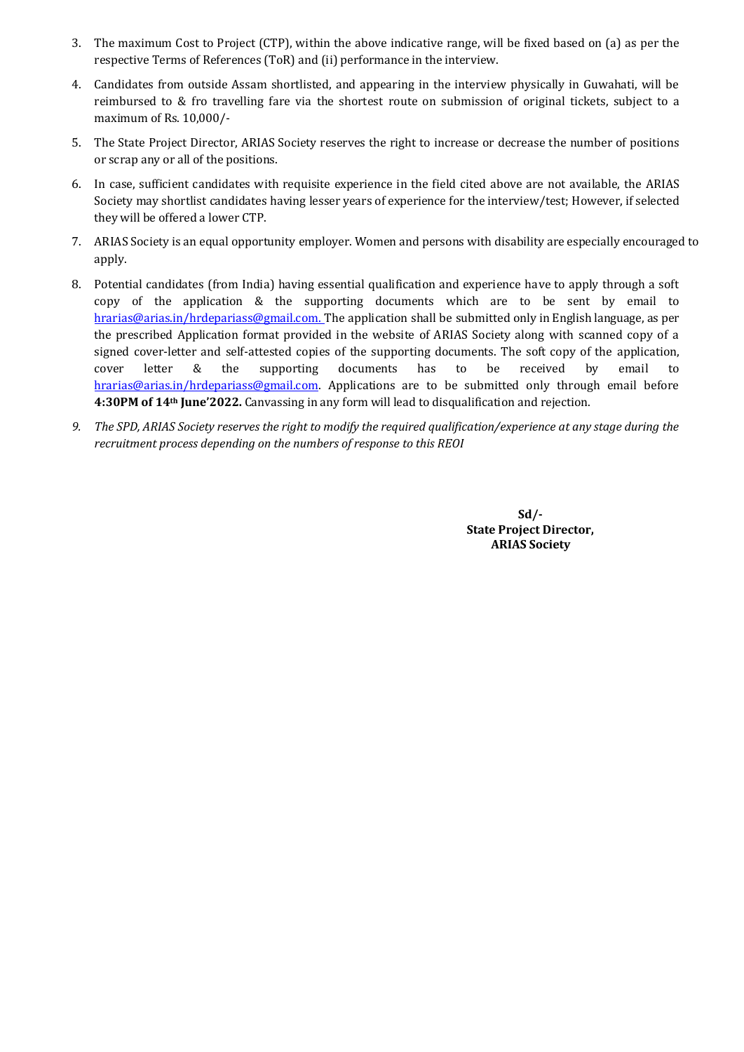3. The maximum Cost to Project (CTP), within the above indicative range, will be fixed based on (a) as per the respective Terms of References (ToR) and (ii) performance in the interview.
4. Candidates from outside Assam shortlisted, and appearing in the interview physically in Guwahati, will be reimbursed to & fro travelling fare via the shortest route on submission of original tickets, subject to a maximum of Rs. 10,000/-
5. The State Project Director, ARIAS Society reserves the right to increase or decrease the number of positions or scrap any or all of the positions.
6. In case, sufficient candidates with requisite experience in the field cited above are not available, the ARIAS Society may shortlist candidates having lesser years of experience for the interview/test; However, if selected they will be offered a lower CTP.
7. ARIAS Society is an equal opportunity employer. Women and persons with disability are especially encouraged to apply.
8. Potential candidates (from India) having essential qualification and experience have to apply through a soft copy of the application & the supporting documents which are to be sent by email to hrarias@arias.in/hrdepariass@gmail.com. The application shall be submitted only in English language, as per the prescribed Application format provided in the website of ARIAS Society along with scanned copy of a signed cover-letter and self-attested copies of the supporting documents. The soft copy of the application, cover letter & the supporting documents has to be received by email to hrarias@arias.in/hrdepariass@gmail.com. Applications are to be submitted only through email before **4:30PM of 14th June'2022.** Canvassing in any form will lead to disqualification and rejection.
9. *The SPD, ARIAS Society reserves the right to modify the required qualification/experience at any stage during the recruitment process depending on the numbers of response to this REOI*

**Sd/-**
**State Project Director,**
**ARIAS Society**